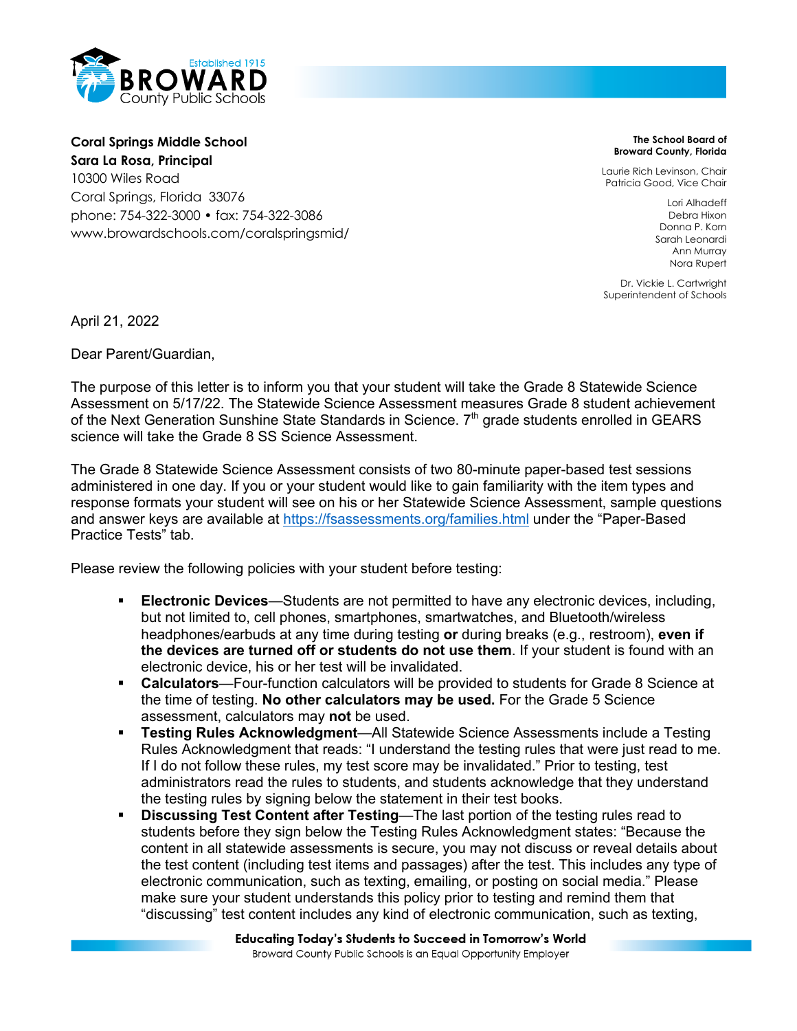Broward County Public Schools
Established 1915

**Coral Springs Middle School**
**Sara La Rosa, Principal**
10300 Wiles Road
Coral Springs, Florida 33076
phone: 754-322-3000 • fax: 754-322-3086
www.browardschools.com/coralspringsmid/

**The School Board of Broward County, Florida**
Laurie Rich Levinson, Chair
Patricia Good, Vice Chair
Lori Alhadeff
Debra Hixon
Donna P. Korn
Sarah Leonardi
Ann Murray
Nora Rupert

Dr. Vickie L. Cartwright
Superintendent of Schools

April 21, 2022

Dear Parent/Guardian,

The purpose of this letter is to inform you that your student will take the Grade 8 Statewide Science Assessment on 5/17/22. The Statewide Science Assessment measures Grade 8 student achievement of the Next Generation Sunshine State Standards in Science. 7th grade students enrolled in GEARS science will take the Grade 8 SS Science Assessment.

The Grade 8 Statewide Science Assessment consists of two 80-minute paper-based test sessions administered in one day. If you or your student would like to gain familiarity with the item types and response formats your student will see on his or her Statewide Science Assessment, sample questions and answer keys are available at https://fsassessments.org/families.html under the "Paper-Based Practice Tests" tab.

Please review the following policies with your student before testing:

- **Electronic Devices**—Students are not permitted to have any electronic devices, including, but not limited to, cell phones, smartphones, smartwatches, and Bluetooth/wireless headphones/earbuds at any time during testing **or** during breaks (e.g., restroom), **even if the devices are turned off or students do not use them**. If your student is found with an electronic device, his or her test will be invalidated.
- **Calculators**—Four-function calculators will be provided to students for Grade 8 Science at the time of testing. **No other calculators may be used.** For the Grade 5 Science assessment, calculators may **not** be used.
- **Testing Rules Acknowledgment**—All Statewide Science Assessments include a Testing Rules Acknowledgment that reads: "I understand the testing rules that were just read to me. If I do not follow these rules, my test score may be invalidated." Prior to testing, test administrators read the rules to students, and students acknowledge that they understand the testing rules by signing below the statement in their test books.
- **Discussing Test Content after Testing**—The last portion of the testing rules read to students before they sign below the Testing Rules Acknowledgment states: "Because the content in all statewide assessments is secure, you may not discuss or reveal details about the test content (including test items and passages) after the test. This includes any type of electronic communication, such as texting, emailing, or posting on social media." Please make sure your student understands this policy prior to testing and remind them that "discussing" test content includes any kind of electronic communication, such as texting,

**Educating Today's Students to Succeed in Tomorrow's World**
Broward County Public Schools is an Equal Opportunity Employer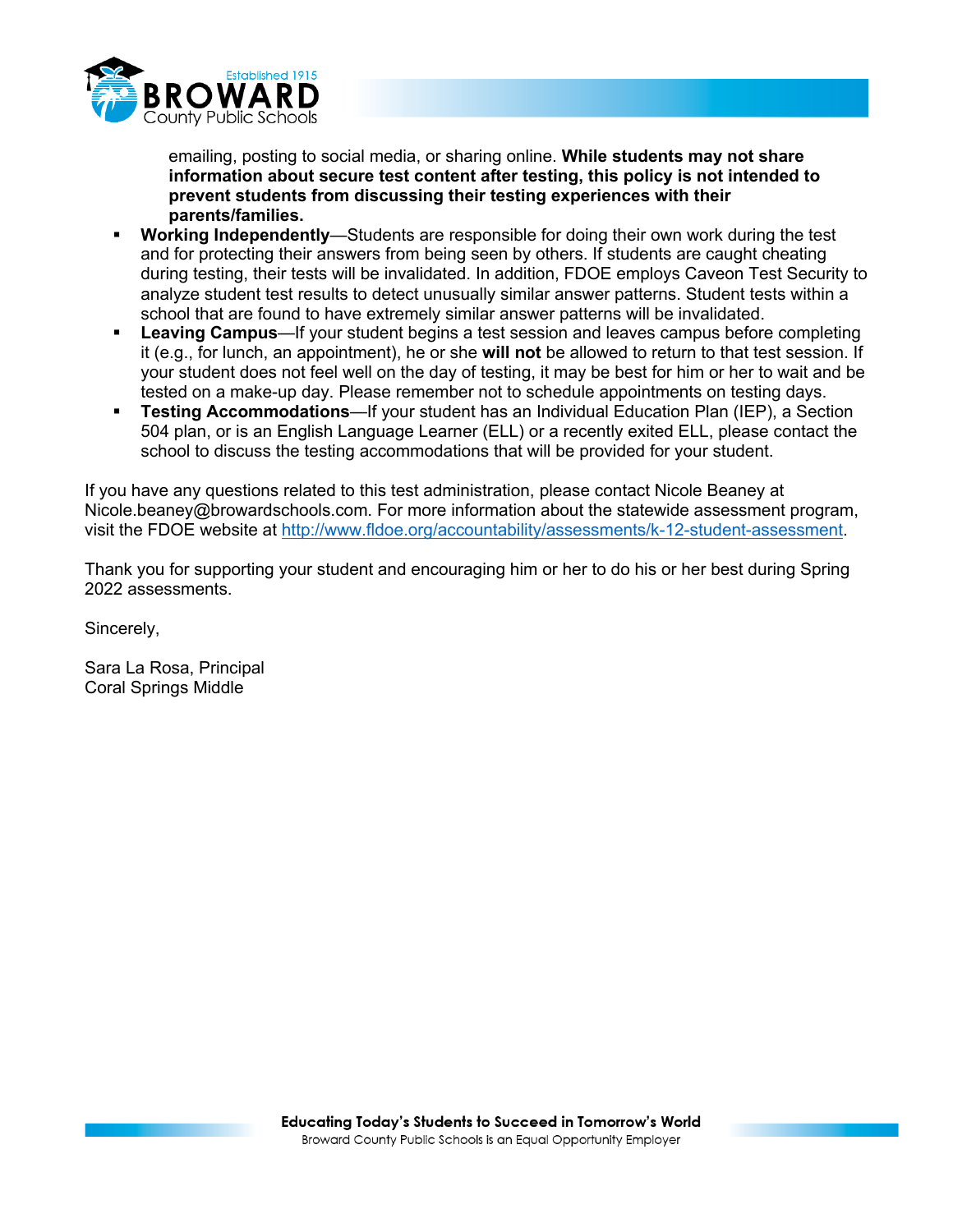emailing, posting to social media, or sharing online. **While students may not share information about secure test content after testing, this policy is not intended to prevent students from discussing their testing experiences with their parents/families.**

- **Working Independently**—Students are responsible for doing their own work during the test and for protecting their answers from being seen by others. If students are caught cheating during testing, their tests will be invalidated. In addition, FDOE employs Caveon Test Security to analyze student test results to detect unusually similar answer patterns. Student tests within a school that are found to have extremely similar answer patterns will be invalidated.
- **Leaving Campus**—If your student begins a test session and leaves campus before completing it (e.g., for lunch, an appointment), he or she **will not** be allowed to return to that test session. If your student does not feel well on the day of testing, it may be best for him or her to wait and be tested on a make-up day. Please remember not to schedule appointments on testing days.
- **Testing Accommodations**—If your student has an Individual Education Plan (IEP), a Section 504 plan, or is an English Language Learner (ELL) or a recently exited ELL, please contact the school to discuss the testing accommodations that will be provided for your student.

If you have any questions related to this test administration, please contact Nicole Beaney at Nicole.beaney@browardschools.com. For more information about the statewide assessment program, visit the FDOE website at http://www.fldoe.org/accountability/assessments/k-12-student-assessment.

Thank you for supporting your student and encouraging him or her to do his or her best during Spring 2022 assessments.

Sincerely,

Sara La Rosa, Principal
Coral Springs Middle